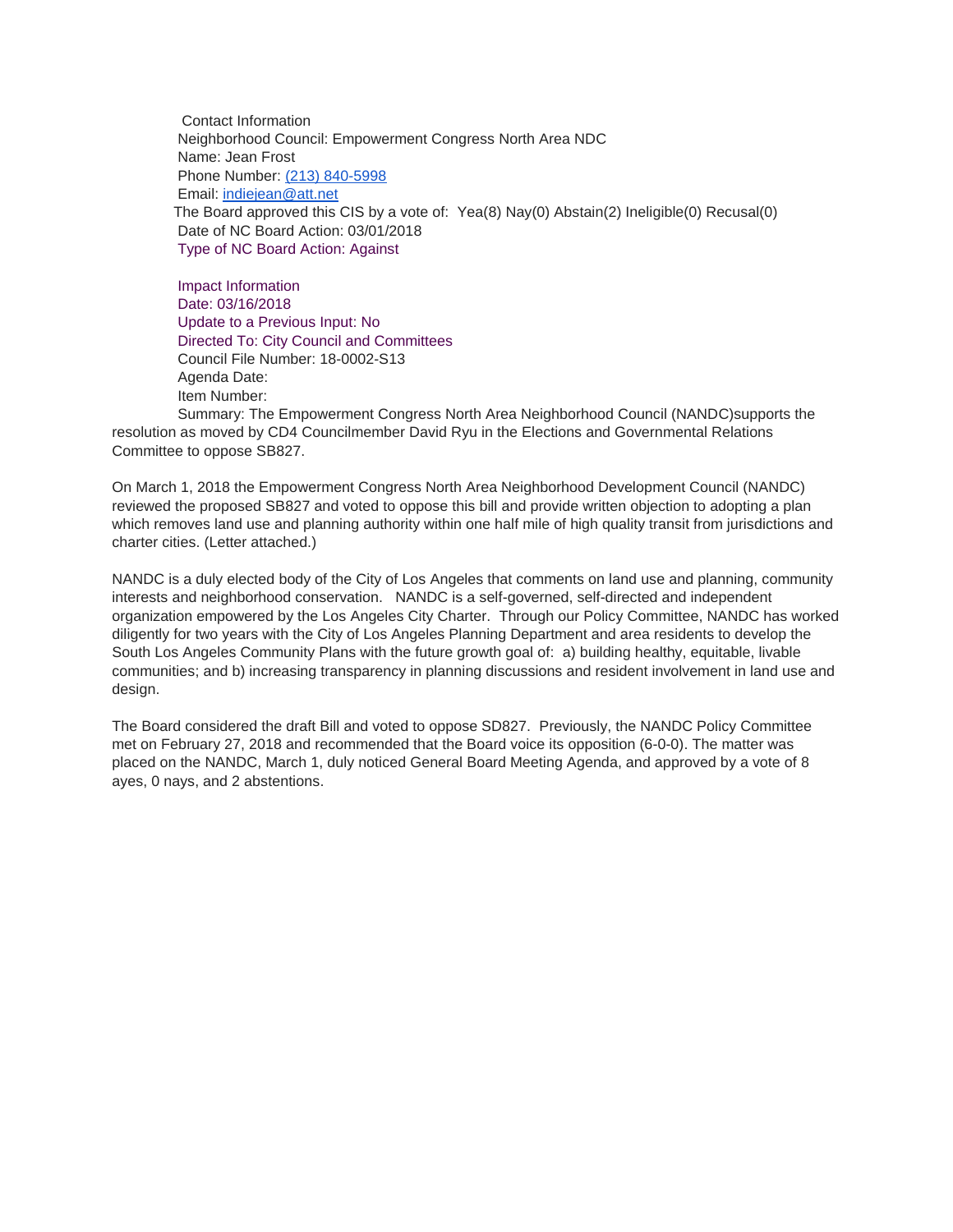Contact Information
Neighborhood Council: Empowerment Congress North Area NDC
Name: Jean Frost
Phone Number: (213) 840-5998
Email: indiejean@att.net
The Board approved this CIS by a vote of: Yea(8) Nay(0) Abstain(2) Ineligible(0) Recusal(0)
Date of NC Board Action: 03/01/2018
Type of NC Board Action: Against

Impact Information
Date: 03/16/2018
Update to a Previous Input: No
Directed To: City Council and Committees
Council File Number: 18-0002-S13
Agenda Date:
Item Number:
Summary: The Empowerment Congress North Area Neighborhood Council (NANDC)supports the resolution as moved by CD4 Councilmember David Ryu in the Elections and Governmental Relations Committee to oppose SB827.

On March 1, 2018 the Empowerment Congress North Area Neighborhood Development Council (NANDC) reviewed the proposed SB827 and voted to oppose this bill and provide written objection to adopting a plan which removes land use and planning authority within one half mile of high quality transit from jurisdictions and charter cities. (Letter attached.)

NANDC is a duly elected body of the City of Los Angeles that comments on land use and planning, community interests and neighborhood conservation. NANDC is a self-governed, self-directed and independent organization empowered by the Los Angeles City Charter. Through our Policy Committee, NANDC has worked diligently for two years with the City of Los Angeles Planning Department and area residents to develop the South Los Angeles Community Plans with the future growth goal of: a) building healthy, equitable, livable communities; and b) increasing transparency in planning discussions and resident involvement in land use and design.

The Board considered the draft Bill and voted to oppose SD827. Previously, the NANDC Policy Committee met on February 27, 2018 and recommended that the Board voice its opposition (6-0-0). The matter was placed on the NANDC, March 1, duly noticed General Board Meeting Agenda, and approved by a vote of 8 ayes, 0 nays, and 2 abstentions.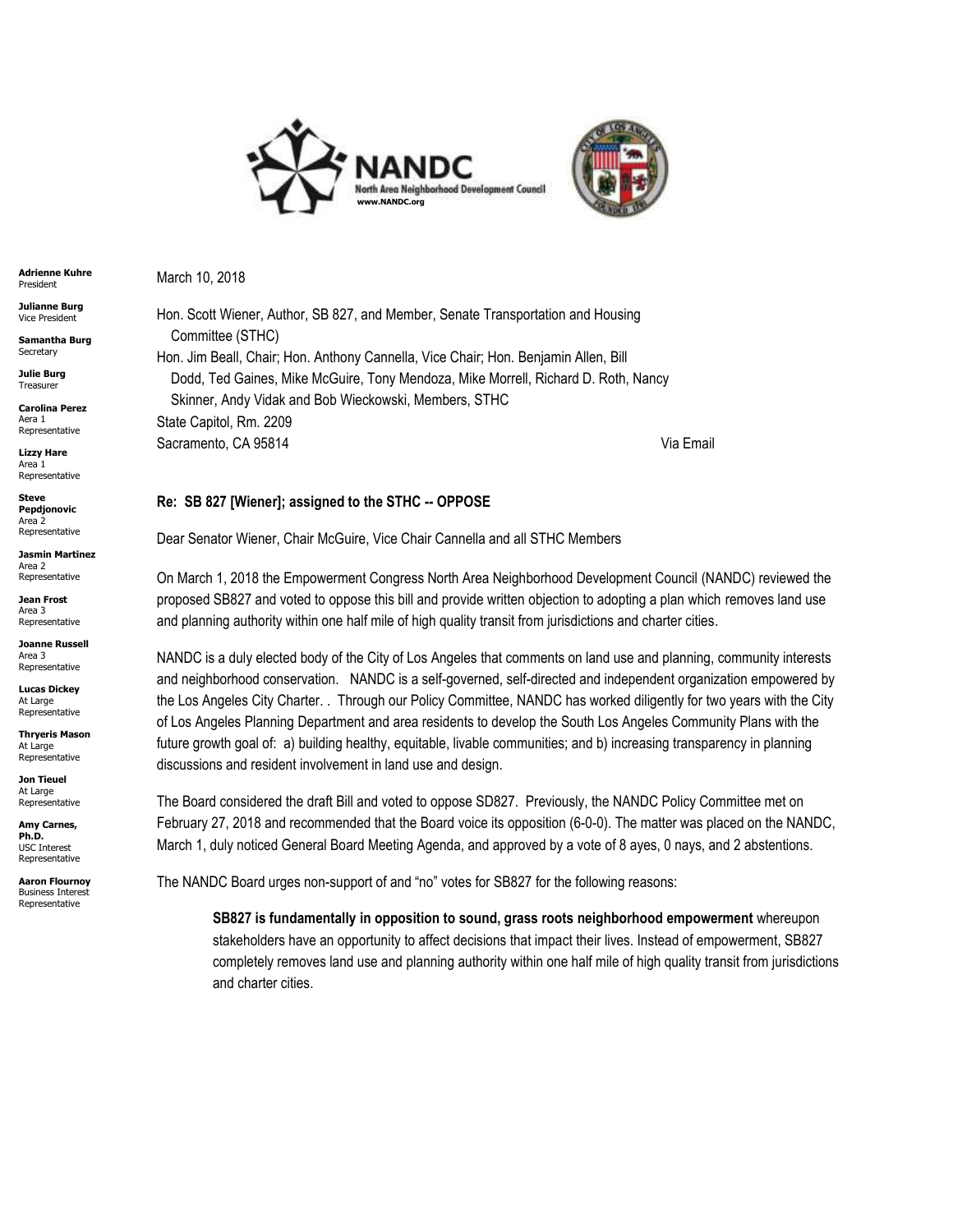NANDC
North Area Neighborhood Development Council
www.NANDC.org

**Adrienne Kuhre**
President

**Julianne Burg**
Vice President

**Samantha Burg**
Secretary

**Julie Burg**
Treasurer

**Carolina Perez**
Aera 1 Representative

**Lizzy Hare**
Area 1 Representative

**Steve Pepdjonovic**
Area 2 Representative

**Jasmin Martinez**
Area 2 Representative

**Jean Frost**
Area 3 Representative

**Joanne Russell**
Area 3 Representative

**Lucas Dickey**
At Large Representative

**Thryeris Mason**
At Large Representative

**Jon Tieuel**
At Large Representative

**Amy Carnes, Ph.D.**
USC Interest Representative

**Aaron Flournoy**
Business Interest Representative

March 10, 2018

Hon. Scott Wiener, Author, SB 827, and Member, Senate Transportation and Housing Committee (STHC)
Hon. Jim Beall, Chair; Hon. Anthony Cannella, Vice Chair; Hon. Benjamin Allen, Bill Dodd, Ted Gaines, Mike McGuire, Tony Mendoza, Mike Morrell, Richard D. Roth, Nancy Skinner, Andy Vidak and Bob Wieckowski, Members, STHC
State Capitol, Rm. 2209
Sacramento, CA 95814 Via Email

**Re: SB 827 [Wiener]; assigned to the STHC -- OPPOSE**

Dear Senator Wiener, Chair McGuire, Vice Chair Cannella and all STHC Members

On March 1, 2018 the Empowerment Congress North Area Neighborhood Development Council (NANDC) reviewed the proposed SB827 and voted to oppose this bill and provide written objection to adopting a plan which removes land use and planning authority within one half mile of high quality transit from jurisdictions and charter cities.

NANDC is a duly elected body of the City of Los Angeles that comments on land use and planning, community interests and neighborhood conservation. NANDC is a self-governed, self-directed and independent organization empowered by the Los Angeles City Charter. . Through our Policy Committee, NANDC has worked diligently for two years with the City of Los Angeles Planning Department and area residents to develop the South Los Angeles Community Plans with the future growth goal of: a) building healthy, equitable, livable communities; and b) increasing transparency in planning discussions and resident involvement in land use and design.

The Board considered the draft Bill and voted to oppose SD827. Previously, the NANDC Policy Committee met on February 27, 2018 and recommended that the Board voice its opposition (6-0-0). The matter was placed on the NANDC, March 1, duly noticed General Board Meeting Agenda, and approved by a vote of 8 ayes, 0 nays, and 2 abstentions.

The NANDC Board urges non-support of and "no" votes for SB827 for the following reasons:

> **SB827 is fundamentally in opposition to sound, grass roots neighborhood empowerment** whereupon stakeholders have an opportunity to affect decisions that impact their lives. Instead of empowerment, SB827 completely removes land use and planning authority within one half mile of high quality transit from jurisdictions and charter cities.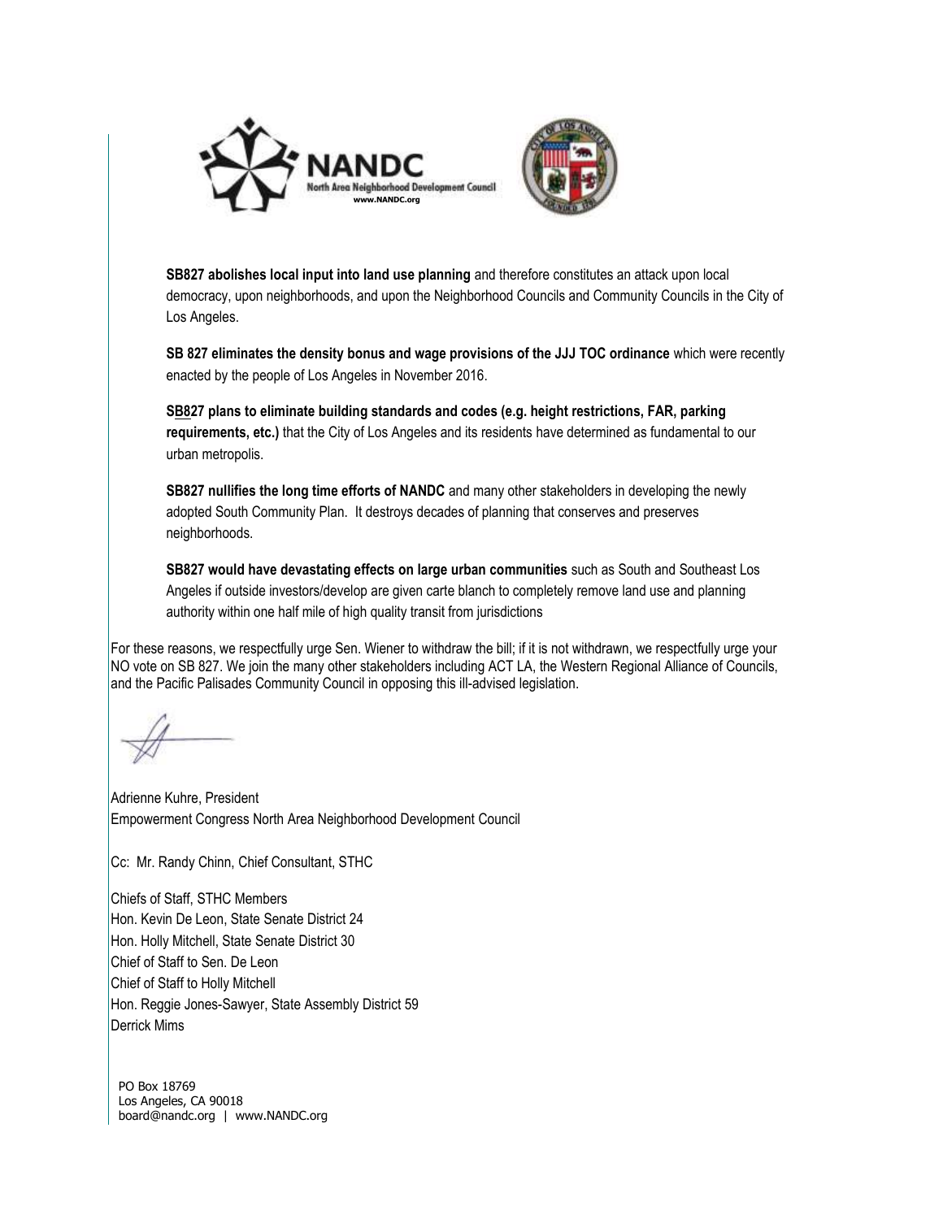NANDC
North Area Neighborhood Development Council
www.NANDC.org

**SB827 abolishes local input into land use planning** and therefore constitutes an attack upon local democracy, upon neighborhoods, and upon the Neighborhood Councils and Community Councils in the City of Los Angeles.

**SB 827 eliminates the density bonus and wage provisions of the JJJ TOC ordinance** which were recently enacted by the people of Los Angeles in November 2016.

**SB827 plans to eliminate building standards and codes (e.g. height restrictions, FAR, parking requirements, etc.)** that the City of Los Angeles and its residents have determined as fundamental to our urban metropolis.

**SB827 nullifies the long time efforts of NANDC** and many other stakeholders in developing the newly adopted South Community Plan. It destroys decades of planning that conserves and preserves neighborhoods.

**SB827 would have devastating effects on large urban communities** such as South and Southeast Los Angeles if outside investors/develop are given carte blanche to completely remove land use and planning authority within one half mile of high quality transit from jurisdictions

For these reasons, we respectfully urge Sen. Wiener to withdraw the bill; if it is not withdrawn, we respectfully urge your NO vote on SB 827. We join the many other stakeholders including ACT LA, the Western Regional Alliance of Councils, and the Pacific Palisades Community Council in opposing this ill-advised legislation.

Adrienne Kuhre, President
Empowerment Congress North Area Neighborhood Development Council

Cc: Mr. Randy Chinn, Chief Consultant, STHC

Chiefs of Staff, STHC Members
Hon. Kevin De Leon, State Senate District 24
Hon. Holly Mitchell, State Senate District 30
Chief of Staff to Sen. De Leon
Chief of Staff to Holly Mitchell
Hon. Reggie Jones-Sawyer, State Assembly District 59
Derrick Mims

PO Box 18769
Los Angeles, CA 90018
board@nandc.org | www.NANDC.org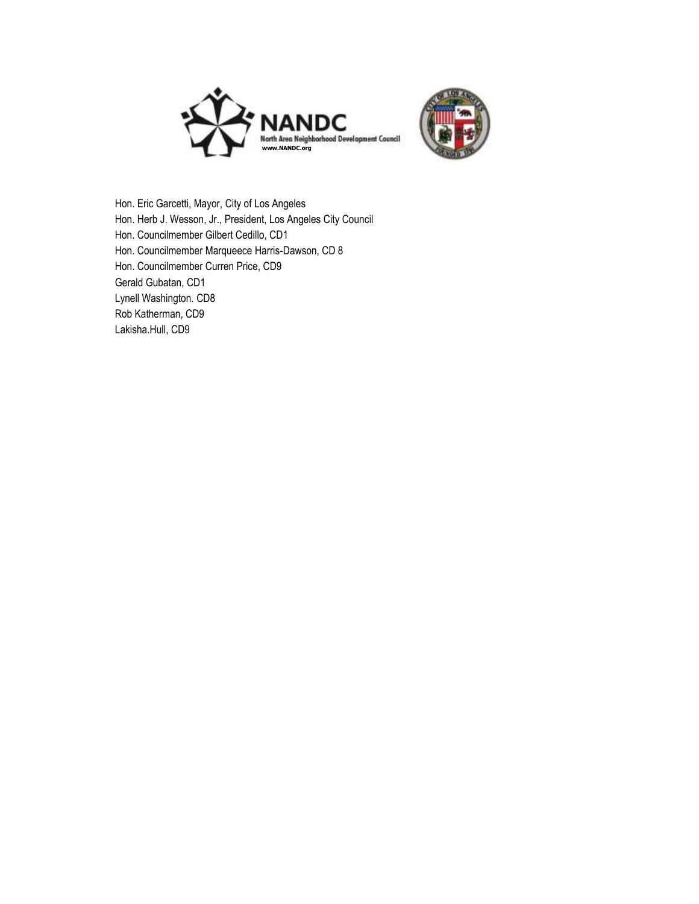NANDC
North Area Neighborhood Development Council
www.NANDC.org

Hon. Eric Garcetti, Mayor, City of Los Angeles
Hon. Herb J. Wesson, Jr., President, Los Angeles City Council
Hon. Councilmember Gilbert Cedillo, CD1
Hon. Councilmember Marqueece Harris-Dawson, CD 8
Hon. Councilmember Curren Price, CD9
Gerald Gubatan, CD1
Lynell Washington. CD8
Rob Katherman, CD9
Lakisha.Hull, CD9